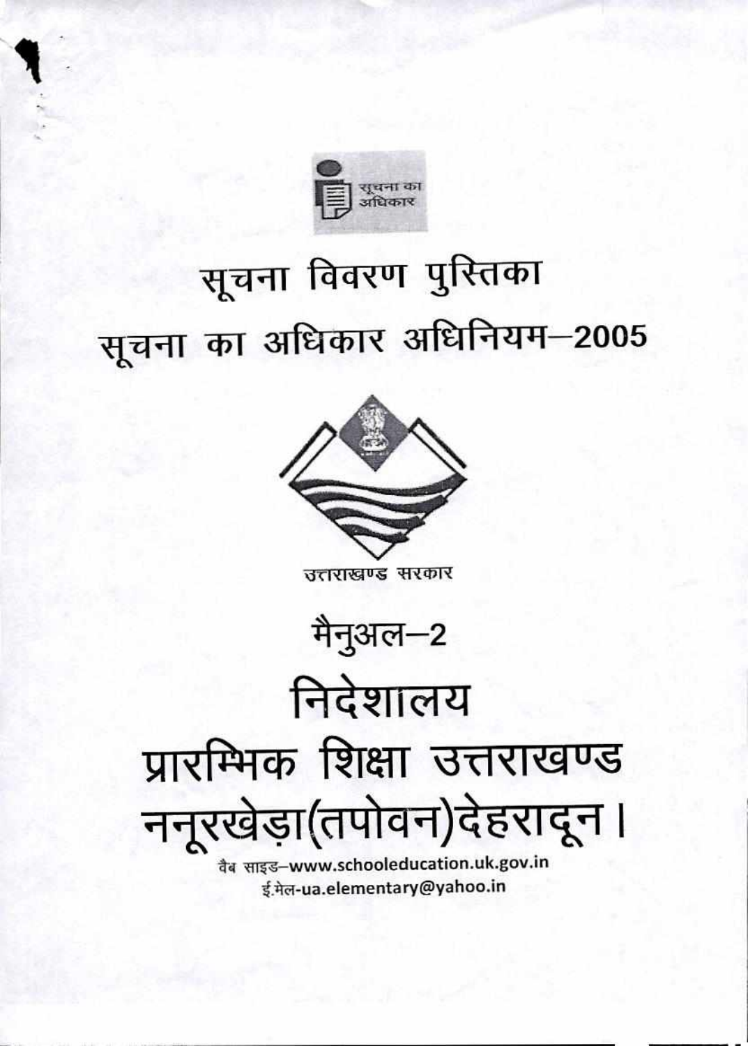सूचना का अधिकार

# सूचना विवरण पुस्तिका

# सूचना का अधिकार अधिनियम–2005

उत्तराखण्ड सरकार

## मैनुअल–2

# निदेशालय

# प्रारम्भिक शिक्षा उत्तराखण्ड

# ननूरखेड़ा(तपोवन)देहरादून।

वैब साइड–www.schooleducation.uk.gov.in

ई.मेल-ua.elementary@yahoo.in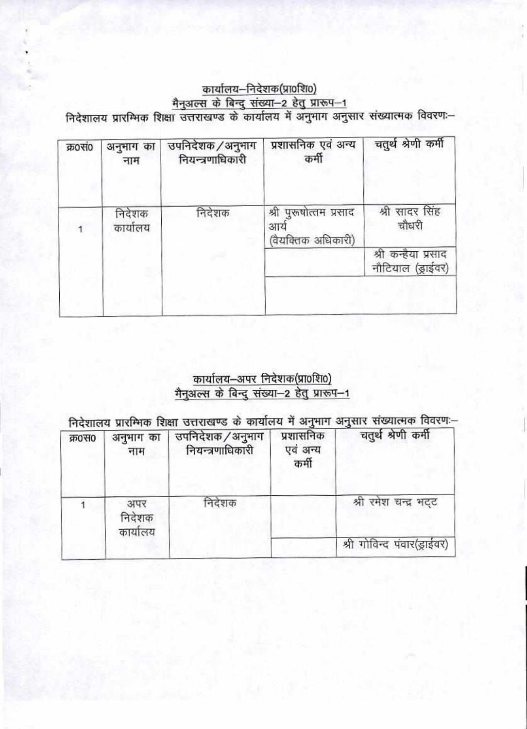## कार्यालय–निदेशक(प्रा0शि0)

### मैनुअल्स के बिन्दु संख्या–2 हेतु प्रारूप–1

निदेशालय प्रारम्भिक शिक्षा उत्तराखण्ड के कार्यालय में अनुभाग अनुसार संख्यात्मक विवरणः–

| क्र0सं0 | अनुभाग का नाम | उपनिदेशक / अनुभाग नियन्त्रणाधिकारी | प्रशासनिक एवं अन्य कर्मी | चतुर्थ श्रेणी कर्मी |
|---|---|---|---|---|
| 1 | निदेशक कार्यालय | निदेशक | श्री पुरूषोत्तम प्रसाद आर्य (वैयक्तिक अधिकारी) | श्री सादर सिंह चौधरी |
| | | | | श्री कन्हैया प्रसाद नौटियाल (ड्राईवर) |
| | | | | |

## कार्यालय–अपर निदेशक(प्रा0शि0)

### मैनुअल्स के बिन्दु संख्या–2 हेतु प्रारूप–1

निदेशालय प्रारम्भिक शिक्षा उत्तराखण्ड के कार्यालय में अनुभाग अनुसार संख्यात्मक विवरणः–

| क्र0स0 | अनुभाग का नाम | उपनिदेशक / अनुभाग नियन्त्रणाधिकारी | प्रशासनिक एवं अन्य कर्मी | चतुर्थ श्रेणी कर्मी |
|---|---|---|---|---|
| 1 | अपर निदेशक कार्यालय | निदेशक | | श्री रमेश चन्द्र भट्ट |
| | | | | श्री गोविन्द पंवार(ड्राईवर) |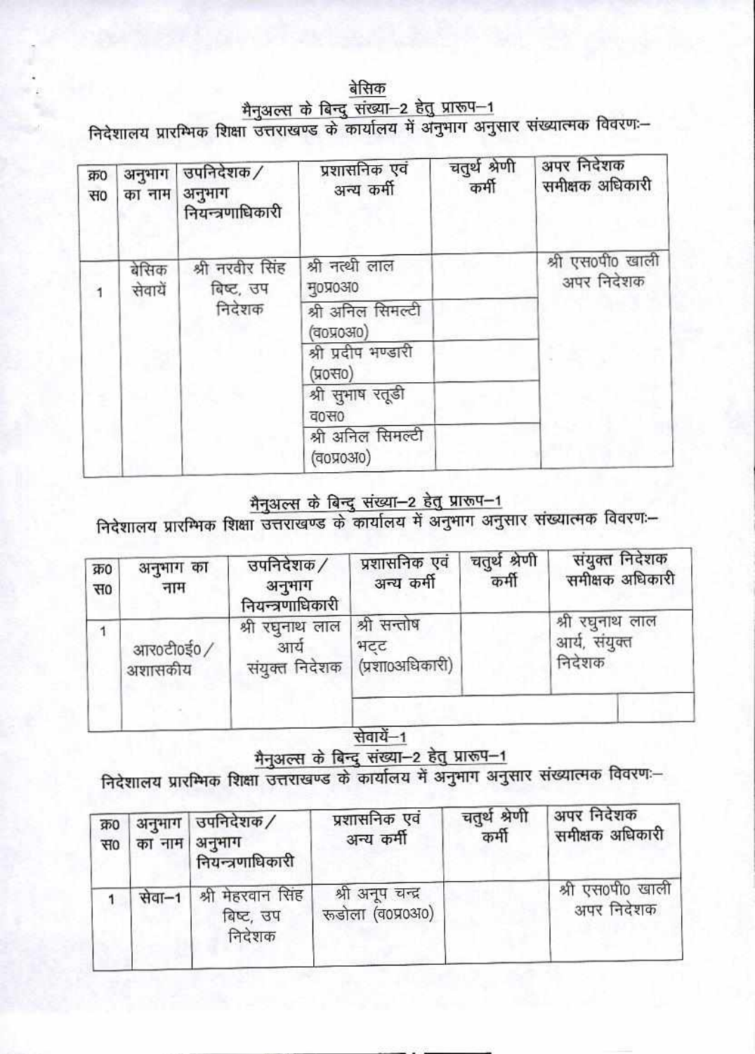## बेसिक

### मैनुअल्स के बिन्दु संख्या–2 हेतु प्रारूप–1

निदेशालय प्रारम्भिक शिक्षा उत्तराखण्ड के कार्यालय में अनुभाग अनुसार संख्यात्मक विवरणः–

| क्र0 स0 | अनुभाग का नाम | उपनिदेशक / अनुभाग नियन्त्रणाधिकारी | प्रशासनिक एवं अन्य कर्मी | चतुर्थ श्रेणी कर्मी | अपर निदेशक समीक्षक अधिकारी |
|---|---|---|---|---|---|
| 1 | बेसिक सेवायें | श्री नरवीर सिंह बिष्ट, उप निदेशक | श्री नत्थी लाल मु0प्र0अ0 | | श्री एस0पी0 खाली अपर निदेशक |
| | | | श्री अनिल सिमल्टी (व0प्र0अ0) | | |
| | | | श्री प्रदीप भण्डारी (प्र0स0) | | |
| | | | श्री सुभाष रतूडी व0स0 | | |
| | | | श्री अनिल सिमल्टी (व0प्र0अ0) | | |

### मैनुअल्स के बिन्दु संख्या–2 हेतु प्रारूप–1

निदेशालय प्रारम्भिक शिक्षा उत्तराखण्ड के कार्यालय में अनुभाग अनुसार संख्यात्मक विवरणः–

| क्र0 स0 | अनुभाग का नाम | उपनिदेशक / अनुभाग नियन्त्रणाधिकारी | प्रशासनिक एवं अन्य कर्मी | चतुर्थ श्रेणी कर्मी | संयुक्त निदेशक समीक्षक अधिकारी |
|---|---|---|---|---|---|
| 1 | आर0टी0ई0 / अशासकीय | श्री रघुनाथ लाल आर्य संयुक्त निदेशक | श्री सन्तोष भट्ट (प्रशा0अधिकारी) | | श्री रघुनाथ लाल आर्य, संयुक्त निदेशक |
| | | | | | |

## सेवायें–1

### मैनुअल्स के बिन्दु संख्या–2 हेतु प्रारूप–1

निदेशालय प्रारम्भिक शिक्षा उत्तराखण्ड के कार्यालय में अनुभाग अनुसार संख्यात्मक विवरणः–

| क्र0 स0 | अनुभाग का नाम | उपनिदेशक / अनुभाग नियन्त्रणाधिकारी | प्रशासनिक एवं अन्य कर्मी | चतुर्थ श्रेणी कर्मी | अपर निदेशक समीक्षक अधिकारी |
|---|---|---|---|---|---|
| 1 | सेवा–1 | श्री मेहरवान सिंह बिष्ट, उप निदेशक | श्री अनूप चन्द्र रूडोला (व0प्र0अ0) | | श्री एस0पी0 खाली अपर निदेशक |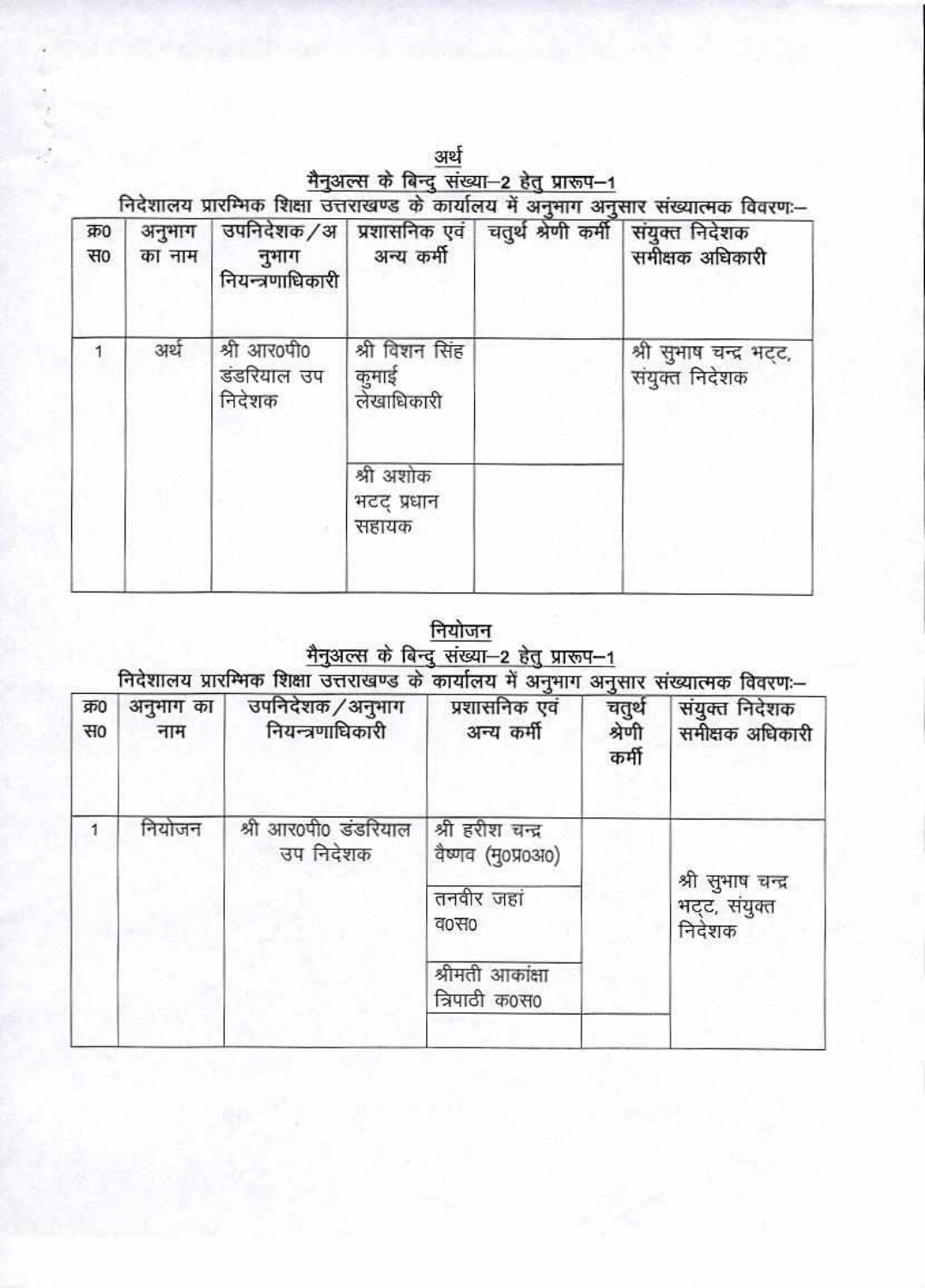## अर्थ

### मैनुअल्स के बिन्दु संख्या–2 हेतु प्रारूप–1

निदेशालय प्रारम्भिक शिक्षा उत्तराखण्ड के कार्यालय में अनुभाग अनुसार संख्यात्मक विवरणः–

| क्र0 स0 | अनुभाग का नाम | उपनिदेशक/अनुभाग नियन्त्रणाधिकारी | प्रशासनिक एवं अन्य कर्मी | चतुर्थ श्रेणी कर्मी | संयुक्त निदेशक समीक्षक अधिकारी |
|---|---|---|---|---|---|
| 1 | अर्थ | श्री आर0पी0 डंडरियाल उप निदेशक | श्री विशन सिंह कुमाई लेखाधिकारी | | श्री सुभाष चन्द्र भट्ट, संयुक्त निदेशक |
| | | | श्री अशोक भट्ट् प्रधान सहायक | | |

## नियोजन

### मैनुअल्स के बिन्दु संख्या–2 हेतु प्रारूप–1

निदेशालय प्रारम्भिक शिक्षा उत्तराखण्ड के कार्यालय में अनुभाग अनुसार संख्यात्मक विवरणः–

| क्र0 स0 | अनुभाग का नाम | उपनिदेशक/अनुभाग नियन्त्रणाधिकारी | प्रशासनिक एवं अन्य कर्मी | चतुर्थ श्रेणी कर्मी | संयुक्त निदेशक समीक्षक अधिकारी |
|---|---|---|---|---|---|
| 1 | नियोजन | श्री आर0पी0 डंडरियाल उप निदेशक | श्री हरीश चन्द्र वैष्णव (मु0प्र0अ0) | | श्री सुभाष चन्द्र भट्ट, संयुक्त निदेशक |
| | | | तनवीर जहां व0स0 | | |
| | | | श्रीमती आकांक्षा त्रिपाठी क0स0 | | |
| | | | | | |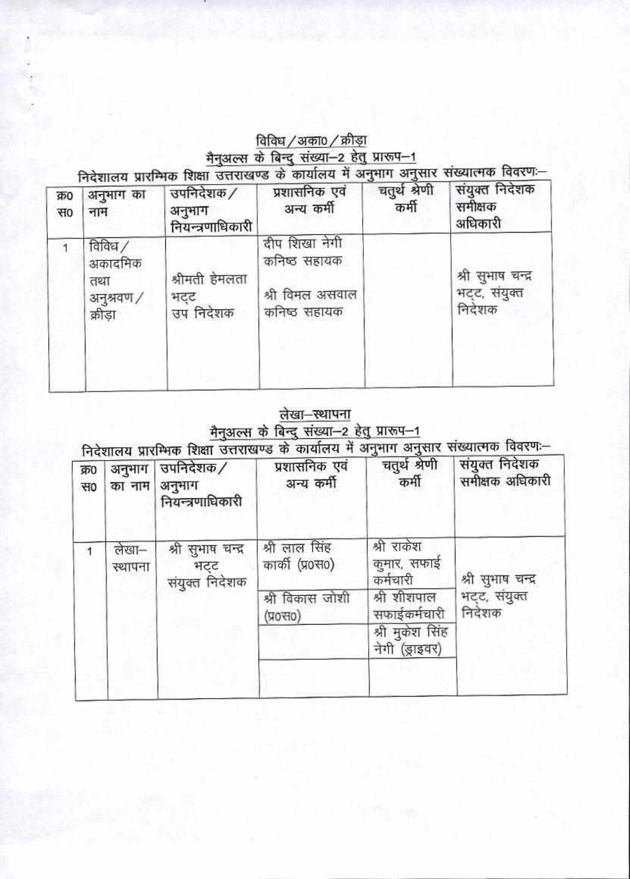विविध / अका0 / क्रीड़ा

मैनुअल्स के बिन्दु संख्या–2 हेतु प्रारूप–1

निदेशालय प्रारम्भिक शिक्षा उत्तराखण्ड के कार्यालय में अनुभाग अनुसार संख्यात्मक विवरणः–

| क्र0 स0 | अनुभाग का नाम | उपनिदेशक / अनुभाग नियन्त्रणाधिकारी | प्रशासनिक एवं अन्य कर्मी | चतुर्थ श्रेणी कर्मी | संयुक्त निदेशक समीक्षक अधिकारी |
|---|---|---|---|---|---|
| 1 | विविध / अकादमिक तथा अनुश्रवण / क्रीड़ा | श्रीमती हेमलता भट्ट उप निदेशक | दीप शिखा नेगी कनिष्ठ सहायक<br>श्री विमल असवाल कनिष्ठ सहायक | | श्री सुभाष चन्द्र भट्ट, संयुक्त निदेशक |

लेखा–स्थापना

मैनुअल्स के बिन्दु संख्या–2 हेतु प्रारूप–1

निदेशालय प्रारम्भिक शिक्षा उत्तराखण्ड के कार्यालय में अनुभाग अनुसार संख्यात्मक विवरणः–

| क्र0 स0 | अनुभाग का नाम | उपनिदेशक / अनुभाग नियन्त्रणाधिकारी | प्रशासनिक एवं अन्य कर्मी | चतुर्थ श्रेणी कर्मी | संयुक्त निदेशक समीक्षक अधिकारी |
|---|---|---|---|---|---|
| 1 | लेखा–स्थापना | श्री सुभाष चन्द्र भट्ट संयुक्त निदेशक | श्री लाल सिंह कार्की (प्र0स0) | श्री राकेश कुमार, सफाई कर्मचारी | श्री सुभाष चन्द्र भट्ट, संयुक्त निदेशक |
| | | | श्री विकास जोशी (प्र0स0) | श्री शीशपाल सफाईकर्मचारी | |
| | | | | श्री मुकेश सिंह नेगी (ड्राइवर) | |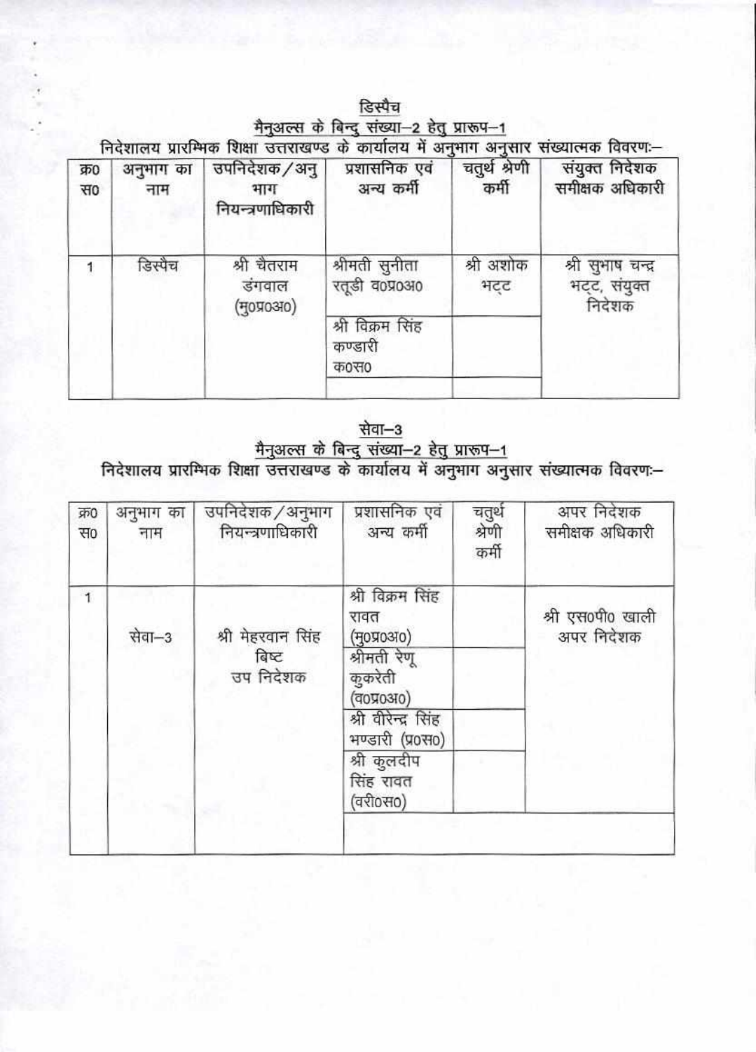## डिस्पैच

### मैनुअल्स के बिन्दु संख्या–2 हेतु प्रारूप–1

निदेशालय प्रारम्भिक शिक्षा उत्तराखण्ड के कार्यालय में अनुभाग अनुसार संख्यात्मक विवरणः–

| क्र0 स0 | अनुभाग का नाम | उपनिदेशक/अनुभाग नियन्त्रणाधिकारी | प्रशासनिक एवं अन्य कर्मी | चतुर्थ श्रेणी कर्मी | संयुक्त निदेशक समीक्षक अधिकारी |
|---|---|---|---|---|---|
| 1 | डिस्पैच | श्री चैतराम डंगवाल (मु0प्र0अ0) | श्रीमती सुनीता रतूडी व0प्र0अ0 | श्री अशोक भट्ट | श्री सुभाष चन्द्र भट्ट, संयुक्त निदेशक |
| | | | श्री विक्रम सिंह कण्डारी क0स0 | | |

## सेवा–3

### मैनुअल्स के बिन्दु संख्या–2 हेतु प्रारूप–1

निदेशालय प्रारम्भिक शिक्षा उत्तराखण्ड के कार्यालय में अनुभाग अनुसार संख्यात्मक विवरणः–

| क्र0 स0 | अनुभाग का नाम | उपनिदेशक/अनुभाग नियन्त्रणाधिकारी | प्रशासनिक एवं अन्य कर्मी | चतुर्थ श्रेणी कर्मी | अपर निदेशक समीक्षक अधिकारी |
|---|---|---|---|---|---|
| 1 | सेवा–3 | श्री मेहरवान सिंह बिष्ट उप निदेशक | श्री विक्रम सिंह रावत (मु0प्र0अ0) | | श्री एस0पी0 खाली अपर निदेशक |
| | | | श्रीमती रेणू कुकरेती (व0प्र0अ0) | | |
| | | | श्री वीरेन्द्र सिंह भण्डारी (प्र0स0) | | |
| | | | श्री कुलदीप सिंह रावत (वरी0स0) | | |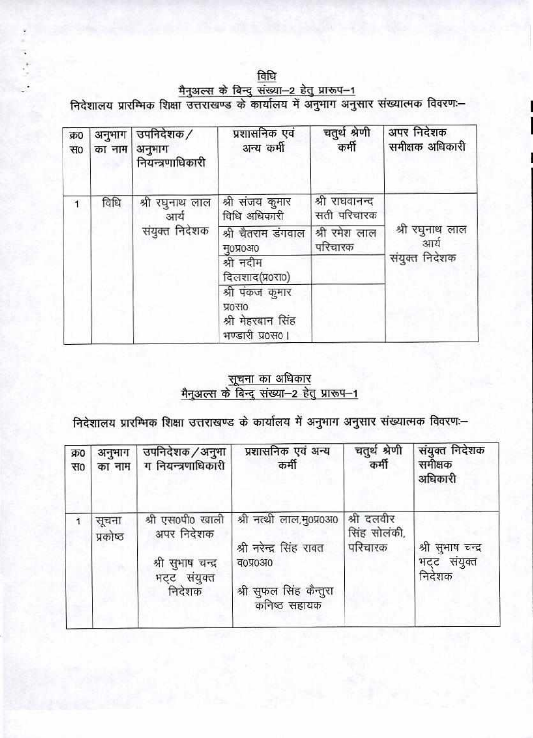## विधि

### मैनुअल्स के बिन्दु संख्या–2 हेतु प्रारूप–1

निदेशालय प्रारम्भिक शिक्षा उत्तराखण्ड के कार्यालय में अनुभाग अनुसार संख्यात्मक विवरणः–

| क्र0 स0 | अनुभाग का नाम | उपनिदेशक / अनुभाग नियन्त्रणाधिकारी | प्रशासनिक एवं अन्य कर्मी | चतुर्थ श्रेणी कर्मी | अपर निदेशक समीक्षक अधिकारी |
|---|---|---|---|---|---|
| 1 | विधि | श्री रघुनाथ लाल आर्य संयुक्त निदेशक | श्री संजय कुमार विधि अधिकारी | श्री राघवानन्द सती परिचारक | श्री रघुनाथ लाल आर्य संयुक्त निदेशक |
| | | | श्री चैतराम डंगवाल मु0प्र0अ0 | श्री रमेश लाल परिचारक | |
| | | | श्री नदीम दिलशाद(प्र0स0) | | |
| | | | श्री पंकज कुमार प्र0स0 श्री मेहरबान सिंह भण्डारी प्र0स0। | | |

## सूचना का अधिकार

### मैनुअल्स के बिन्दु संख्या–2 हेतु प्रारूप–1

निदेशालय प्रारम्भिक शिक्षा उत्तराखण्ड के कार्यालय में अनुभाग अनुसार संख्यात्मक विवरणः–

| क्र0 स0 | अनुभाग का नाम | उपनिदेशक / अनुभाग नियन्त्रणाधिकारी | प्रशासनिक एवं अन्य कर्मी | चतुर्थ श्रेणी कर्मी | संयुक्त निदेशक समीक्षक अधिकारी |
|---|---|---|---|---|---|
| 1 | सूचना प्रकोष्ठ | श्री एस0पी0 खाली अपर निदेशक<br>श्री सुभाष चन्द्र भट्ट संयुक्त निदेशक | श्री नत्थी लाल,मु0प्र0अ0<br>श्री नरेन्द्र सिंह रावत व0प्र0अ0<br>श्री सुफल सिंह कैन्तुरा कनिष्ठ सहायक | श्री दलवीर सिंह सोलंकी, परिचारक | श्री सुभाष चन्द्र भट्ट संयुक्त निदेशक |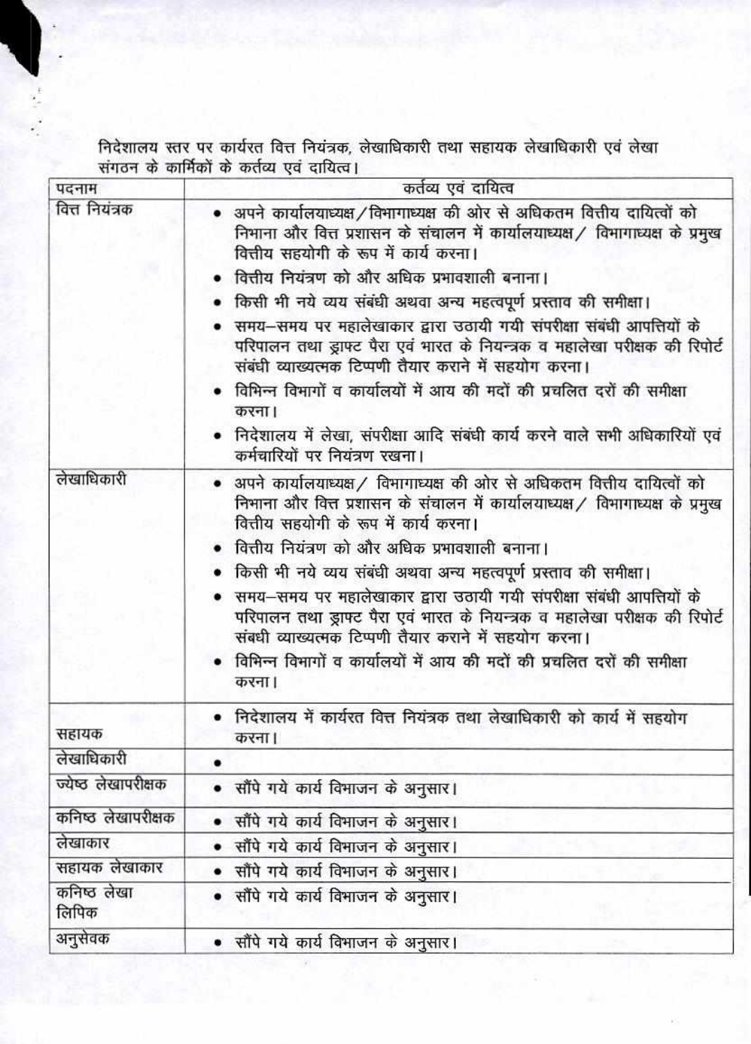निदेशालय स्तर पर कार्यरत वित्त नियंत्रक, लेखाधिकारी तथा सहायक लेखाधिकारी एवं लेखा संगठन के कार्मिकों के कर्तव्य एवं दायित्व।

| पदनाम | कर्तव्य एवं दायित्व |
|---|---|
| वित्त नियंत्रक | • अपने कार्यालयाध्यक्ष/विभागाध्यक्ष की ओर से अधिकतम वित्तीय दायित्वों को निभाना और वित्त प्रशासन के संचालन में कार्यालयाध्यक्ष/ विभागाध्यक्ष के प्रमुख वित्तीय सहयोगी के रूप में कार्य करना।<br>• वित्तीय नियंत्रण को और अधिक प्रभावशाली बनाना।<br>• किसी भी नये व्यय संबंधी अथवा अन्य महत्वपूर्ण प्रस्ताव की समीक्षा।<br>• समय–समय पर महालेखाकार द्वारा उठायी गयी संपरीक्षा संबंधी आपत्तियों के परिपालन तथा ड्राफ्ट पैरा एवं भारत के नियन्त्रक व महालेखा परीक्षक की रिपोर्ट संबंधी व्याख्यत्मक टिप्पणी तैयार कराने में सहयोग करना।<br>• विभिन्न विभागों व कार्यालयों में आय की मदों की प्रचलित दरों की समीक्षा करना।<br>• निदेशालय में लेखा, संपरीक्षा आदि संबंधी कार्य करने वाले सभी अधिकारियों एवं कर्मचारियों पर नियंत्रण रखना। |
| लेखाधिकारी | • अपने कार्यालयाध्यक्ष/ विभागाध्यक्ष की ओर से अधिकतम वित्तीय दायित्वों को निभाना और वित्त प्रशासन के संचालन में कार्यालयाध्यक्ष/ विभागाध्यक्ष के प्रमुख वित्तीय सहयोगी के रूप में कार्य करना।<br>• वित्तीय नियंत्रण को और अधिक प्रभावशाली बनाना।<br>• किसी भी नये व्यय संबंधी अथवा अन्य महत्वपूर्ण प्रस्ताव की समीक्षा।<br>• समय–समय पर महालेखाकार द्वारा उठायी गयी संपरीक्षा संबंधी आपत्तियों के परिपालन तथा ड्राफ्ट पैरा एवं भारत के नियन्त्रक व महालेखा परीक्षक की रिपोर्ट संबंधी व्याख्यत्मक टिप्पणी तैयार कराने में सहयोग करना।<br>• विभिन्न विभागों व कार्यालयों में आय की मदों की प्रचलित दरों की समीक्षा करना। |
| सहायक | • निदेशालय में कार्यरत वित्त नियंत्रक तथा लेखाधिकारी को कार्य में सहयोग करना। |
| लेखाधिकारी | • |
| ज्येष्ठ लेखापरीक्षक | • सौंपे गये कार्य विभाजन के अनुसार। |
| कनिष्ठ लेखापरीक्षक | • सौंपे गये कार्य विभाजन के अनुसार। |
| लेखाकार | • सौंपे गये कार्य विभाजन के अनुसार। |
| सहायक लेखाकार | • सौंपे गये कार्य विभाजन के अनुसार। |
| कनिष्ठ लेखा लिपिक | • सौंपे गये कार्य विभाजन के अनुसार। |
| अनुसेवक | • सौंपे गये कार्य विभाजन के अनुसार। |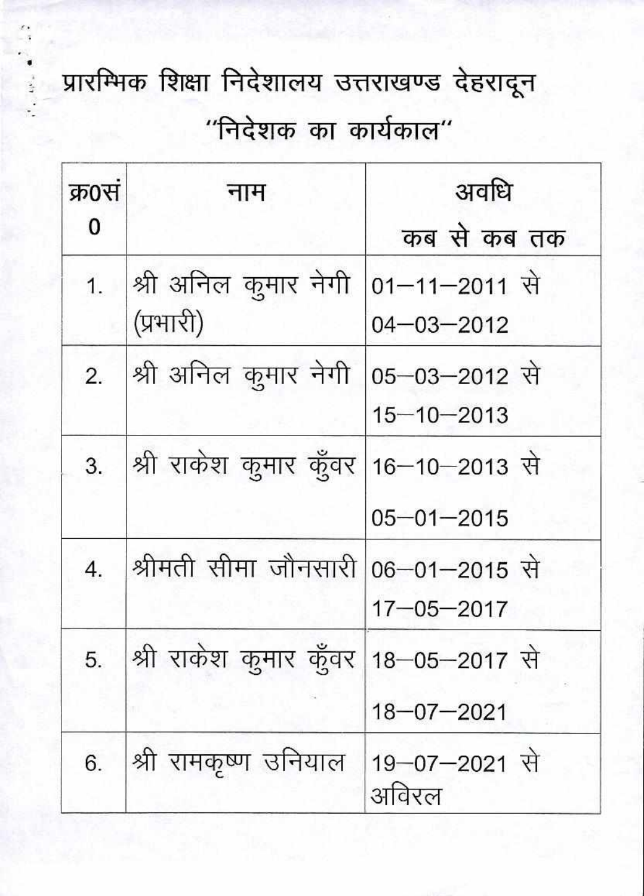# प्रारम्भिक शिक्षा निदेशालय उत्तराखण्ड देहरादून

## "निदेशक का कार्यकाल"

| क्र0सं0 | नाम | अवधि कब से कब तक |
|---|---|---|
| 1. | श्री अनिल कुमार नेगी (प्रभारी) | 01–11–2011 से 04–03–2012 |
| 2. | श्री अनिल कुमार नेगी | 05–03–2012 से 15–10–2013 |
| 3. | श्री राकेश कुमार कुँवर | 16–10–2013 से 05–01–2015 |
| 4. | श्रीमती सीमा जौनसारी | 06–01–2015 से 17–05–2017 |
| 5. | श्री राकेश कुमार कुँवर | 18–05–2017 से 18–07–2021 |
| 6. | श्री रामकृष्ण उनियाल | 19–07–2021 से अविरल |